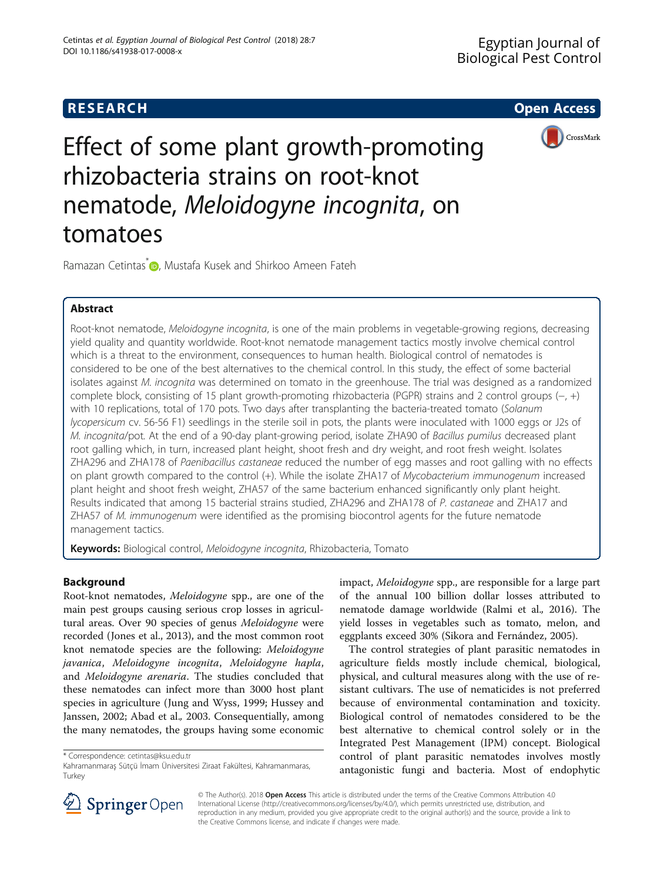**RESEARCH** **Open Access**

# Effect of some plant growth-promoting rhizobacteria strains on root-knot nematode, *Meloidogyne incognita*, on tomatoes

Ramazan Cetintas*, Mustafa Kusek and Shirkoo Ameen Fateh

## Abstract

Root-knot nematode, *Meloidogyne incognita*, is one of the main problems in vegetable-growing regions, decreasing yield quality and quantity worldwide. Root-knot nematode management tactics mostly involve chemical control which is a threat to the environment, consequences to human health. Biological control of nematodes is considered to be one of the best alternatives to the chemical control. In this study, the effect of some bacterial isolates against *M. incognita* was determined on tomato in the greenhouse. The trial was designed as a randomized complete block, consisting of 15 plant growth-promoting rhizobacteria (PGPR) strains and 2 control groups (−, +) with 10 replications, total of 170 pots. Two days after transplanting the bacteria-treated tomato (*Solanum lycopersicum* cv. 56-56 F1) seedlings in the sterile soil in pots, the plants were inoculated with 1000 eggs or J2s of *M. incognita*/pot. At the end of a 90-day plant-growing period, isolate ZHA90 of *Bacillus pumilus* decreased plant root galling which, in turn, increased plant height, shoot fresh and dry weight, and root fresh weight. Isolates ZHA296 and ZHA178 of *Paenibacillus castaneae* reduced the number of egg masses and root galling with no effects on plant growth compared to the control (+). While the isolate ZHA17 of *Mycobacterium immunogenum* increased plant height and shoot fresh weight, ZHA57 of the same bacterium enhanced significantly only plant height. Results indicated that among 15 bacterial strains studied, ZHA296 and ZHA178 of *P. castaneae* and ZHA17 and ZHA57 of *M. immunogenum* were identified as the promising biocontrol agents for the future nematode management tactics.

**Keywords:** Biological control, *Meloidogyne incognita*, Rhizobacteria, Tomato

## Background

Root-knot nematodes, *Meloidogyne* spp., are one of the main pest groups causing serious crop losses in agricultural areas. Over 90 species of genus *Meloidogyne* were recorded (Jones et al., 2013), and the most common root knot nematode species are the following: *Meloidogyne javanica*, *Meloidogyne incognita*, *Meloidogyne hapla*, and *Meloidogyne arenaria*. The studies concluded that these nematodes can infect more than 3000 host plant species in agriculture (Jung and Wyss, 1999; Hussey and Janssen, 2002; Abad et al., 2003. Consequentially, among the many nematodes, the groups having some economic impact, *Meloidogyne* spp., are responsible for a large part of the annual 100 billion dollar losses attributed to nematode damage worldwide (Ralmi et al., 2016). The yield losses in vegetables such as tomato, melon, and eggplants exceed 30% (Sikora and Fernández, 2005).

The control strategies of plant parasitic nematodes in agriculture fields mostly include chemical, biological, physical, and cultural measures along with the use of resistant cultivars. The use of nematicides is not preferred because of environmental contamination and toxicity. Biological control of nematodes considered to be the best alternative to chemical control solely or in the Integrated Pest Management (IPM) concept. Biological control of plant parasitic nematodes involves mostly antagonistic fungi and bacteria. Most of endophytic

\* Correspondence: cetintas@ksu.edu.tr
Kahramanmaraş Sütçü İmam Üniversitesi Ziraat Fakültesi, Kahramanmaras, Turkey

© The Author(s). 2018 **Open Access** This article is distributed under the terms of the Creative Commons Attribution 4.0 International License (http://creativecommons.org/licenses/by/4.0/), which permits unrestricted use, distribution, and reproduction in any medium, provided you give appropriate credit to the original author(s) and the source, provide a link to the Creative Commons license, and indicate if changes were made.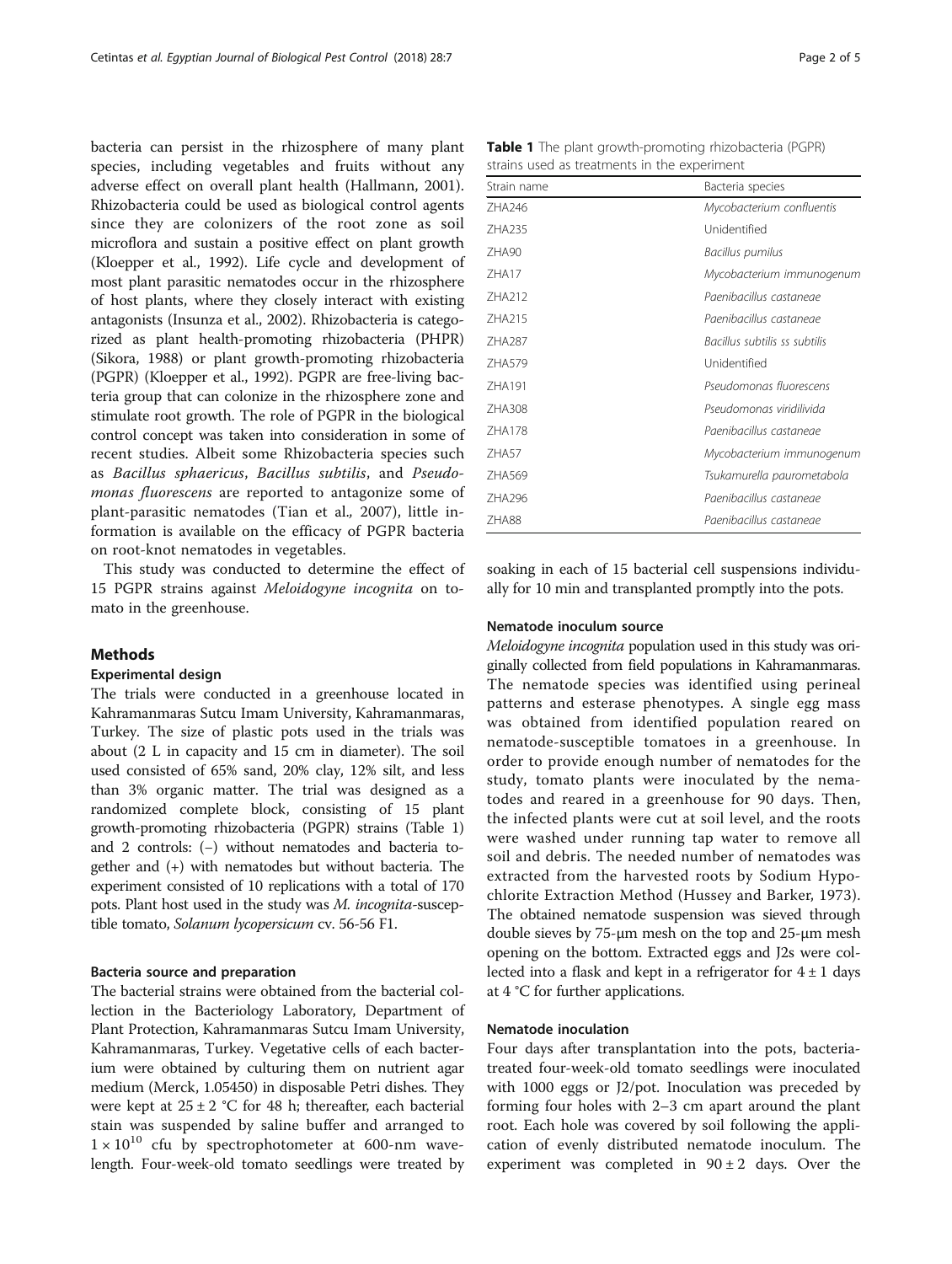bacteria can persist in the rhizosphere of many plant species, including vegetables and fruits without any adverse effect on overall plant health (Hallmann, 2001). Rhizobacteria could be used as biological control agents since they are colonizers of the root zone as soil microflora and sustain a positive effect on plant growth (Kloepper et al., 1992). Life cycle and development of most plant parasitic nematodes occur in the rhizosphere of host plants, where they closely interact with existing antagonists (Insunza et al., 2002). Rhizobacteria is categorized as plant health-promoting rhizobacteria (PHPR) (Sikora, 1988) or plant growth-promoting rhizobacteria (PGPR) (Kloepper et al., 1992). PGPR are free-living bacteria group that can colonize in the rhizosphere zone and stimulate root growth. The role of PGPR in the biological control concept was taken into consideration in some of recent studies. Albeit some Rhizobacteria species such as *Bacillus sphaericus*, *Bacillus subtilis*, and *Pseudomonas fluorescens* are reported to antagonize some of plant-parasitic nematodes (Tian et al., 2007), little information is available on the efficacy of PGPR bacteria on root-knot nematodes in vegetables.

This study was conducted to determine the effect of 15 PGPR strains against *Meloidogyne incognita* on tomato in the greenhouse.

## Methods

### Experimental design

The trials were conducted in a greenhouse located in Kahramanmaras Sutcu Imam University, Kahramanmaras, Turkey. The size of plastic pots used in the trials was about (2 L in capacity and 15 cm in diameter). The soil used consisted of 65% sand, 20% clay, 12% silt, and less than 3% organic matter. The trial was designed as a randomized complete block, consisting of 15 plant growth-promoting rhizobacteria (PGPR) strains (Table 1) and 2 controls: (−) without nematodes and bacteria together and (+) with nematodes but without bacteria. The experiment consisted of 10 replications with a total of 170 pots. Plant host used in the study was *M. incognita*-susceptible tomato, *Solanum lycopersicum* cv. 56-56 F1.

### Bacteria source and preparation

The bacterial strains were obtained from the bacterial collection in the Bacteriology Laboratory, Department of Plant Protection, Kahramanmaras Sutcu Imam University, Kahramanmaras, Turkey. Vegetative cells of each bacterium were obtained by culturing them on nutrient agar medium (Merck, 1.05450) in disposable Petri dishes. They were kept at 25 ± 2 °C for 48 h; thereafter, each bacterial stain was suspended by saline buffer and arranged to $1 \times 10^{10}$ cfu by spectrophotometer at 600-nm wavelength. Four-week-old tomato seedlings were treated by soaking in each of 15 bacterial cell suspensions individually for 10 min and transplanted promptly into the pots.

**Table 1** The plant growth-promoting rhizobacteria (PGPR) strains used as treatments in the experiment

| Strain name | Bacteria species |
|---|---|
| ZHA246 | *Mycobacterium confluentis* |
| ZHA235 | Unidentified |
| ZHA90 | *Bacillus pumilus* |
| ZHA17 | *Mycobacterium immunogenum* |
| ZHA212 | *Paenibacillus castaneae* |
| ZHA215 | *Paenibacillus castaneae* |
| ZHA287 | *Bacillus subtilis ss subtilis* |
| ZHA579 | Unidentified |
| ZHA191 | *Pseudomonas fluorescens* |
| ZHA308 | *Pseudomonas viridilivida* |
| ZHA178 | *Paenibacillus castaneae* |
| ZHA57 | *Mycobacterium immunogenum* |
| ZHA569 | *Tsukamurella paurometabola* |
| ZHA296 | *Paenibacillus castaneae* |
| ZHA88 | *Paenibacillus castaneae* |

### Nematode inoculum source

*Meloidogyne incognita* population used in this study was originally collected from field populations in Kahramanmaras. The nematode species was identified using perineal patterns and esterase phenotypes. A single egg mass was obtained from identified population reared on nematode-susceptible tomatoes in a greenhouse. In order to provide enough number of nematodes for the study, tomato plants were inoculated by the nematodes and reared in a greenhouse for 90 days. Then, the infected plants were cut at soil level, and the roots were washed under running tap water to remove all soil and debris. The needed number of nematodes was extracted from the harvested roots by Sodium Hypochlorite Extraction Method (Hussey and Barker, 1973). The obtained nematode suspension was sieved through double sieves by 75-μm mesh on the top and 25-μm mesh opening on the bottom. Extracted eggs and J2s were collected into a flask and kept in a refrigerator for 4 ± 1 days at 4 °C for further applications.

### Nematode inoculation

Four days after transplantation into the pots, bacteria-treated four-week-old tomato seedlings were inoculated with 1000 eggs or J2/pot. Inoculation was preceded by forming four holes with 2–3 cm apart around the plant root. Each hole was covered by soil following the application of evenly distributed nematode inoculum. The experiment was completed in 90 ± 2 days. Over the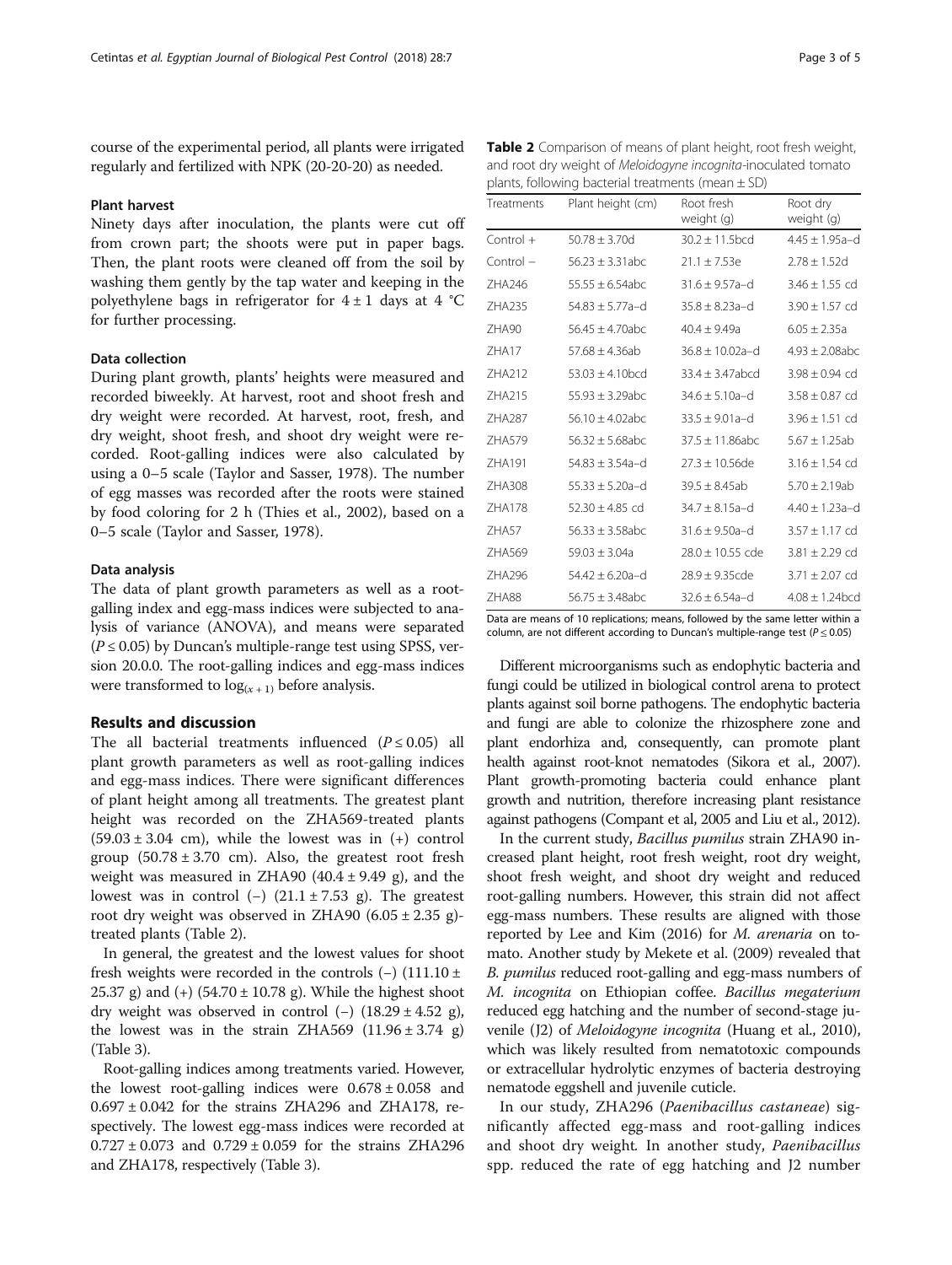course of the experimental period, all plants were irrigated regularly and fertilized with NPK (20-20-20) as needed.

### Plant harvest

Ninety days after inoculation, the plants were cut off from crown part; the shoots were put in paper bags. Then, the plant roots were cleaned off from the soil by washing them gently by the tap water and keeping in the polyethylene bags in refrigerator for 4 ± 1 days at 4 °C for further processing.

### Data collection

During plant growth, plants' heights were measured and recorded biweekly. At harvest, root and shoot fresh and dry weight were recorded. At harvest, root, fresh, and dry weight, shoot fresh, and shoot dry weight were recorded. Root-galling indices were also calculated by using a 0–5 scale (Taylor and Sasser, 1978). The number of egg masses was recorded after the roots were stained by food coloring for 2 h (Thies et al., 2002), based on a 0–5 scale (Taylor and Sasser, 1978).

### Data analysis

The data of plant growth parameters as well as a root-galling index and egg-mass indices were subjected to analysis of variance (ANOVA), and means were separated ($P \leq 0.05$) by Duncan's multiple-range test using SPSS, version 20.0.0. The root-galling indices and egg-mass indices were transformed to $\log_{(x+1)}$ before analysis.

## Results and discussion

The all bacterial treatments influenced ($P \leq 0.05$) all plant growth parameters as well as root-galling indices and egg-mass indices. There were significant differences of plant height among all treatments. The greatest plant height was recorded on the ZHA569-treated plants (59.03 ± 3.04 cm), while the lowest was in (+) control group (50.78 ± 3.70 cm). Also, the greatest root fresh weight was measured in ZHA90 (40.4 ± 9.49 g), and the lowest was in control (−) (21.1 ± 7.53 g). The greatest root dry weight was observed in ZHA90 (6.05 ± 2.35 g)-treated plants (Table 2).

In general, the greatest and the lowest values for shoot fresh weights were recorded in the controls (−) (111.10 ± 25.37 g) and (+) (54.70 ± 10.78 g). While the highest shoot dry weight was observed in control (−) (18.29 ± 4.52 g), the lowest was in the strain ZHA569 (11.96 ± 3.74 g) (Table 3).

Root-galling indices among treatments varied. However, the lowest root-galling indices were 0.678 ± 0.058 and 0.697 ± 0.042 for the strains ZHA296 and ZHA178, respectively. The lowest egg-mass indices were recorded at 0.727 ± 0.073 and 0.729 ± 0.059 for the strains ZHA296 and ZHA178, respectively (Table 3).

**Table 2** Comparison of means of plant height, root fresh weight, and root dry weight of *Meloidogyne incognita*-inoculated tomato plants, following bacterial treatments (mean ± SD)

| Treatments | Plant height (cm) | Root fresh weight (g) | Root dry weight (g) |
|---|---|---|---|
| Control + | 50.78 ± 3.70d | 30.2 ± 11.5bcd | 4.45 ± 1.95a–d |
| Control − | 56.23 ± 3.31abc | 21.1 ± 7.53e | 2.78 ± 1.52d |
| ZHA246 | 55.55 ± 6.54abc | 31.6 ± 9.57a–d | 3.46 ± 1.55 cd |
| ZHA235 | 54.83 ± 5.77a–d | 35.8 ± 8.23a–d | 3.90 ± 1.57 cd |
| ZHA90 | 56.45 ± 4.70abc | 40.4 ± 9.49a | 6.05 ± 2.35a |
| ZHA17 | 57.68 ± 4.36ab | 36.8 ± 10.02a–d | 4.93 ± 2.08abc |
| ZHA212 | 53.03 ± 4.10bcd | 33.4 ± 3.47abcd | 3.98 ± 0.94 cd |
| ZHA215 | 55.93 ± 3.29abc | 34.6 ± 5.10a–d | 3.58 ± 0.87 cd |
| ZHA287 | 56.10 ± 4.02abc | 33.5 ± 9.01a–d | 3.96 ± 1.51 cd |
| ZHA579 | 56.32 ± 5.68abc | 37.5 ± 11.86abc | 5.67 ± 1.25ab |
| ZHA191 | 54.83 ± 3.54a–d | 27.3 ± 10.56de | 3.16 ± 1.54 cd |
| ZHA308 | 55.33 ± 5.20a–d | 39.5 ± 8.45ab | 5.70 ± 2.19ab |
| ZHA178 | 52.30 ± 4.85 cd | 34.7 ± 8.15a–d | 4.40 ± 1.23a–d |
| ZHA57 | 56.33 ± 3.58abc | 31.6 ± 9.50a–d | 3.57 ± 1.17 cd |
| ZHA569 | 59.03 ± 3.04a | 28.0 ± 10.55 cde | 3.81 ± 2.29 cd |
| ZHA296 | 54.42 ± 6.20a–d | 28.9 ± 9.35cde | 3.71 ± 2.07 cd |
| ZHA88 | 56.75 ± 3.48abc | 32.6 ± 6.54a–d | 4.08 ± 1.24bcd |

Data are means of 10 replications; means, followed by the same letter within a column, are not different according to Duncan's multiple-range test ($P \leq 0.05$)

Different microorganisms such as endophytic bacteria and fungi could be utilized in biological control arena to protect plants against soil borne pathogens. The endophytic bacteria and fungi are able to colonize the rhizosphere zone and plant endorhiza and, consequently, can promote plant health against root-knot nematodes (Sikora et al., 2007). Plant growth-promoting bacteria could enhance plant growth and nutrition, therefore increasing plant resistance against pathogens (Compant et al, 2005 and Liu et al., 2012).

In the current study, *Bacillus pumilus* strain ZHA90 increased plant height, root fresh weight, root dry weight, shoot fresh weight, and shoot dry weight and reduced root-galling numbers. However, this strain did not affect egg-mass numbers. These results are aligned with those reported by Lee and Kim (2016) for *M. arenaria* on tomato. Another study by Mekete et al. (2009) revealed that *B. pumilus* reduced root-galling and egg-mass numbers of *M. incognita* on Ethiopian coffee. *Bacillus megaterium* reduced egg hatching and the number of second-stage juvenile (J2) of *Meloidogyne incognita* (Huang et al., 2010), which was likely resulted from nematotoxic compounds or extracellular hydrolytic enzymes of bacteria destroying nematode eggshell and juvenile cuticle.

In our study, ZHA296 (*Paenibacillus castaneae*) significantly affected egg-mass and root-galling indices and shoot dry weight. In another study, *Paenibacillus* spp. reduced the rate of egg hatching and J2 number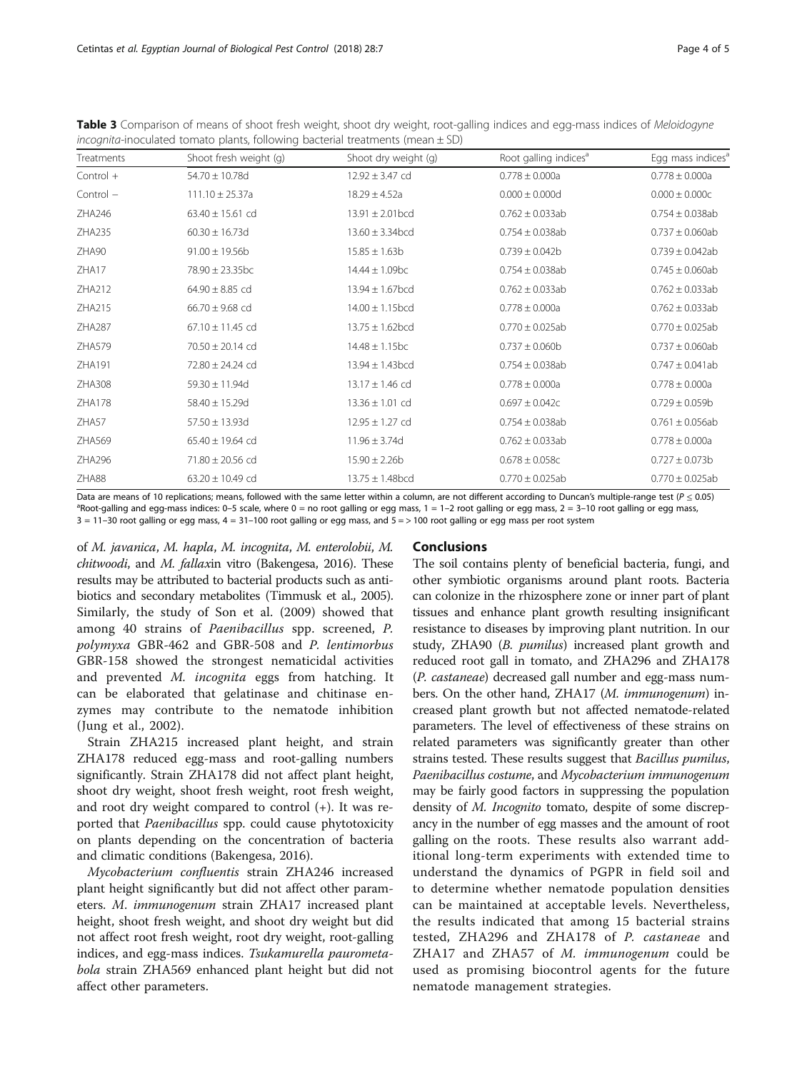**Table 3** Comparison of means of shoot fresh weight, shoot dry weight, root-galling indices and egg-mass indices of *Meloidogyne incognita*-inoculated tomato plants, following bacterial treatments (mean ± SD)

| Treatments | Shoot fresh weight (g) | Shoot dry weight (g) | Root galling indices[a] | Egg mass indices[a] |
|---|---|---|---|---|
| Control + | 54.70 ± 10.78d | 12.92 ± 3.47 cd | 0.778 ± 0.000a | 0.778 ± 0.000a |
| Control − | 111.10 ± 25.37a | 18.29 ± 4.52a | 0.000 ± 0.000d | 0.000 ± 0.000c |
| ZHA246 | 63.40 ± 15.61 cd | 13.91 ± 2.01bcd | 0.762 ± 0.033ab | 0.754 ± 0.038ab |
| ZHA235 | 60.30 ± 16.73d | 13.60 ± 3.34bcd | 0.754 ± 0.038ab | 0.737 ± 0.060ab |
| ZHA90 | 91.00 ± 19.56b | 15.85 ± 1.63b | 0.739 ± 0.042b | 0.739 ± 0.042ab |
| ZHA17 | 78.90 ± 23.35bc | 14.44 ± 1.09bc | 0.754 ± 0.038ab | 0.745 ± 0.060ab |
| ZHA212 | 64.90 ± 8.85 cd | 13.94 ± 1.67bcd | 0.762 ± 0.033ab | 0.762 ± 0.033ab |
| ZHA215 | 66.70 ± 9.68 cd | 14.00 ± 1.15bcd | 0.778 ± 0.000a | 0.762 ± 0.033ab |
| ZHA287 | 67.10 ± 11.45 cd | 13.75 ± 1.62bcd | 0.770 ± 0.025ab | 0.770 ± 0.025ab |
| ZHA579 | 70.50 ± 20.14 cd | 14.48 ± 1.15bc | 0.737 ± 0.060b | 0.737 ± 0.060ab |
| ZHA191 | 72.80 ± 24.24 cd | 13.94 ± 1.43bcd | 0.754 ± 0.038ab | 0.747 ± 0.041ab |
| ZHA308 | 59.30 ± 11.94d | 13.17 ± 1.46 cd | 0.778 ± 0.000a | 0.778 ± 0.000a |
| ZHA178 | 58.40 ± 15.29d | 13.36 ± 1.01 cd | 0.697 ± 0.042c | 0.729 ± 0.059b |
| ZHA57 | 57.50 ± 13.93d | 12.95 ± 1.27 cd | 0.754 ± 0.038ab | 0.761 ± 0.056ab |
| ZHA569 | 65.40 ± 19.64 cd | 11.96 ± 3.74d | 0.762 ± 0.033ab | 0.778 ± 0.000a |
| ZHA296 | 71.80 ± 20.56 cd | 15.90 ± 2.26b | 0.678 ± 0.058c | 0.727 ± 0.073b |
| ZHA88 | 63.20 ± 10.49 cd | 13.75 ± 1.48bcd | 0.770 ± 0.025ab | 0.770 ± 0.025ab |

Data are means of 10 replications; means, followed with the same letter within a column, are not different according to Duncan's multiple-range test ($P \leq 0.05$)
[a]Root-galling and egg-mass indices: 0–5 scale, where 0 = no root galling or egg mass, 1 = 1–2 root galling or egg mass, 2 = 3–10 root galling or egg mass, 3 = 11–30 root galling or egg mass, 4 = 31–100 root galling or egg mass, and 5 = > 100 root galling or egg mass per root system

of *M. javanica*, *M. hapla*, *M. incognita*, *M. enterolobii*, *M. chitwoodi*, and *M. fallax*in vitro (Bakengesa, 2016). These results may be attributed to bacterial products such as antibiotics and secondary metabolites (Timmusk et al., 2005). Similarly, the study of Son et al. (2009) showed that among 40 strains of *Paenibacillus* spp. screened, *P. polymyxa* GBR-462 and GBR-508 and *P. lentimorbus* GBR-158 showed the strongest nematicidal activities and prevented *M. incognita* eggs from hatching. It can be elaborated that gelatinase and chitinase enzymes may contribute to the nematode inhibition (Jung et al., 2002).

Strain ZHA215 increased plant height, and strain ZHA178 reduced egg-mass and root-galling numbers significantly. Strain ZHA178 did not affect plant height, shoot dry weight, shoot fresh weight, root fresh weight, and root dry weight compared to control (+). It was reported that *Paenibacillus* spp. could cause phytotoxicity on plants depending on the concentration of bacteria and climatic conditions (Bakengesa, 2016).

*Mycobacterium confluentis* strain ZHA246 increased plant height significantly but did not affect other parameters. *M*. *immunogenum* strain ZHA17 increased plant height, shoot fresh weight, and shoot dry weight but did not affect root fresh weight, root dry weight, root-galling indices, and egg-mass indices. *Tsukamurella paurometabola* strain ZHA569 enhanced plant height but did not affect other parameters.

## Conclusions

The soil contains plenty of beneficial bacteria, fungi, and other symbiotic organisms around plant roots. Bacteria can colonize in the rhizosphere zone or inner part of plant tissues and enhance plant growth resulting insignificant resistance to diseases by improving plant nutrition. In our study, ZHA90 (*B. pumilus*) increased plant growth and reduced root gall in tomato, and ZHA296 and ZHA178 (*P. castaneae*) decreased gall number and egg-mass numbers. On the other hand, ZHA17 (*M. immunogenum*) increased plant growth but not affected nematode-related parameters. The level of effectiveness of these strains on related parameters was significantly greater than other strains tested. These results suggest that *Bacillus pumilus*, *Paenibacillus costume*, and *Mycobacterium immunogenum* may be fairly good factors in suppressing the population density of *M. Incognito* tomato, despite of some discrepancy in the number of egg masses and the amount of root galling on the roots. These results also warrant additional long-term experiments with extended time to understand the dynamics of PGPR in field soil and to determine whether nematode population densities can be maintained at acceptable levels. Nevertheless, the results indicated that among 15 bacterial strains tested, ZHA296 and ZHA178 of *P. castaneae* and ZHA17 and ZHA57 of *M. immunogenum* could be used as promising biocontrol agents for the future nematode management strategies.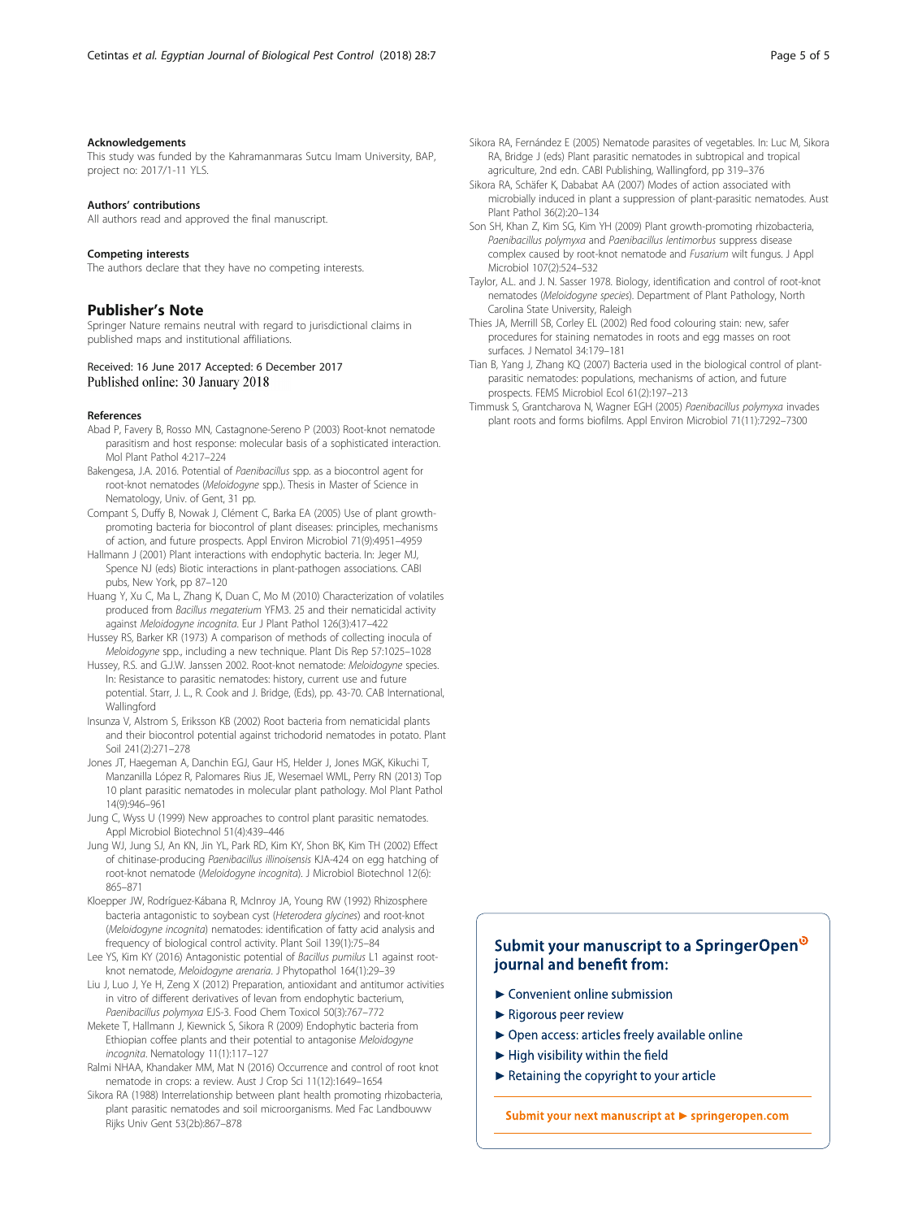#### Acknowledgements

This study was funded by the Kahramanmaras Sutcu Imam University, BAP, project no: 2017/1-11 YLS.

#### Authors' contributions

All authors read and approved the final manuscript.

#### Competing interests

The authors declare that they have no competing interests.

### Publisher's Note

Springer Nature remains neutral with regard to jurisdictional claims in published maps and institutional affiliations.

Received: 16 June 2017 Accepted: 6 December 2017
Published online: 30 January 2018

#### References

Abad P, Favery B, Rosso MN, Castagnone-Sereno P (2003) Root-knot nematode parasitism and host response: molecular basis of a sophisticated interaction. Mol Plant Pathol 4:217–224

Bakengesa, J.A. 2016. Potential of *Paenibacillus* spp. as a biocontrol agent for root-knot nematodes (*Meloidogyne* spp.). Thesis in Master of Science in Nematology, Univ. of Gent, 31 pp.

Compant S, Duffy B, Nowak J, Clément C, Barka EA (2005) Use of plant growth-promoting bacteria for biocontrol of plant diseases: principles, mechanisms of action, and future prospects. Appl Environ Microbiol 71(9):4951–4959

Hallmann J (2001) Plant interactions with endophytic bacteria. In: Jeger MJ, Spence NJ (eds) Biotic interactions in plant-pathogen associations. CABI pubs, New York, pp 87–120

Huang Y, Xu C, Ma L, Zhang K, Duan C, Mo M (2010) Characterization of volatiles produced from *Bacillus megaterium* YFM3. 25 and their nematicidal activity against *Meloidogyne incognita*. Eur J Plant Pathol 126(3):417–422

Hussey RS, Barker KR (1973) A comparison of methods of collecting inocula of *Meloidogyne* spp., including a new technique. Plant Dis Rep 57:1025–1028

Hussey, R.S. and G.J.W. Janssen 2002. Root-knot nematode: *Meloidogyne* species. In: Resistance to parasitic nematodes: history, current use and future potential. Starr, J. L., R. Cook and J. Bridge, (Eds), pp. 43-70. CAB International, Wallingford

Insunza V, Alstrom S, Eriksson KB (2002) Root bacteria from nematicidal plants and their biocontrol potential against trichodorid nematodes in potato. Plant Soil 241(2):271–278

Jones JT, Haegeman A, Danchin EGJ, Gaur HS, Helder J, Jones MGK, Kikuchi T, Manzanilla López R, Palomares Rius JE, Wesemael WML, Perry RN (2013) Top 10 plant parasitic nematodes in molecular plant pathology. Mol Plant Pathol 14(9):946–961

Jung C, Wyss U (1999) New approaches to control plant parasitic nematodes. Appl Microbiol Biotechnol 51(4):439–446

Jung WJ, Jung SJ, An KN, Jin YL, Park RD, Kim KY, Shon BK, Kim TH (2002) Effect of chitinase-producing *Paenibacillus illinoisensis* KJA-424 on egg hatching of root-knot nematode (*Meloidogyne incognita*). J Microbiol Biotechnol 12(6): 865–871

Kloepper JW, Rodríguez-Kábana R, McInroy JA, Young RW (1992) Rhizosphere bacteria antagonistic to soybean cyst (*Heterodera glycines*) and root-knot (*Meloidogyne incognita*) nematodes: identification of fatty acid analysis and frequency of biological control activity. Plant Soil 139(1):75–84

Lee YS, Kim KY (2016) Antagonistic potential of *Bacillus pumilus* L1 against root-knot nematode, *Meloidogyne arenaria*. J Phytopathol 164(1):29–39

Liu J, Luo J, Ye H, Zeng X (2012) Preparation, antioxidant and antitumor activities in vitro of different derivatives of levan from endophytic bacterium, *Paenibacillus polymyxa* EJS-3. Food Chem Toxicol 50(3):767–772

Mekete T, Hallmann J, Kiewnick S, Sikora R (2009) Endophytic bacteria from Ethiopian coffee plants and their potential to antagonise *Meloidogyne incognita*. Nematology 11(1):117–127

Ralmi NHAA, Khandaker MM, Mat N (2016) Occurrence and control of root knot nematode in crops: a review. Aust J Crop Sci 11(12):1649–1654

Sikora RA (1988) Interrelationship between plant health promoting rhizobacteria, plant parasitic nematodes and soil microorganisms. Med Fac Landbouww Rijks Univ Gent 53(2b):867–878

Sikora RA, Fernández E (2005) Nematode parasites of vegetables. In: Luc M, Sikora RA, Bridge J (eds) Plant parasitic nematodes in subtropical and tropical agriculture, 2nd edn. CABI Publishing, Wallingford, pp 319–376

Sikora RA, Schäfer K, Dababat AA (2007) Modes of action associated with microbially induced in plant a suppression of plant-parasitic nematodes. Aust Plant Pathol 36(2):20–134

Son SH, Khan Z, Kim SG, Kim YH (2009) Plant growth-promoting rhizobacteria, *Paenibacillus polymyxa* and *Paenibacillus lentimorbus* suppress disease complex caused by root-knot nematode and *Fusarium* wilt fungus. J Appl Microbiol 107(2):524–532

Taylor, A.L. and J. N. Sasser 1978. Biology, identification and control of root-knot nematodes (*Meloidogyne species*). Department of Plant Pathology, North Carolina State University, Raleigh

Thies JA, Merrill SB, Corley EL (2002) Red food colouring stain: new, safer procedures for staining nematodes in roots and egg masses on root surfaces. J Nematol 34:179–181

Tian B, Yang J, Zhang KQ (2007) Bacteria used in the biological control of plant-parasitic nematodes: populations, mechanisms of action, and future prospects. FEMS Microbiol Ecol 61(2):197–213

Timmusk S, Grantcharova N, Wagner EGH (2005) *Paenibacillus polymyxa* invades plant roots and forms biofilms. Appl Environ Microbiol 71(11):7292–7300

**Submit your manuscript to a SpringerOpen journal and benefit from:**

- ► Convenient online submission
- ► Rigorous peer review
- ► Open access: articles freely available online
- ► High visibility within the field
- ► Retaining the copyright to your article

**Submit your next manuscript at ► springeropen.com**